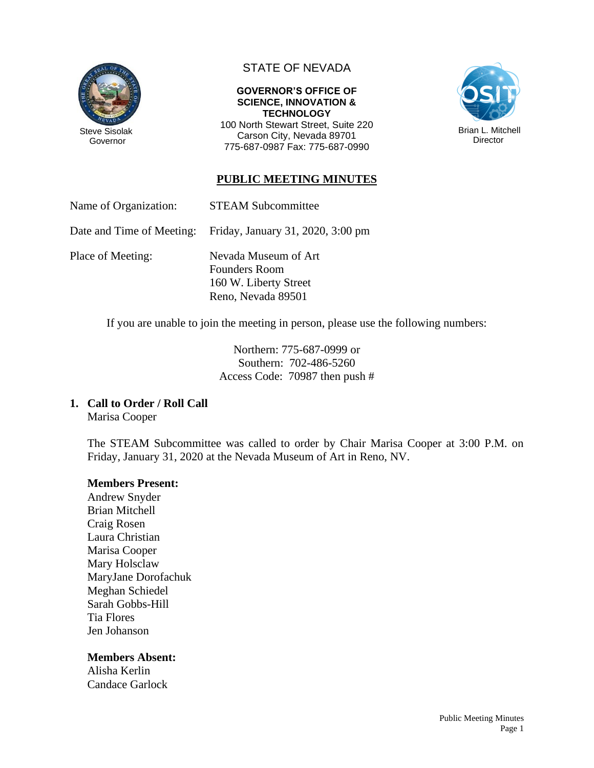Steve Sisolak
Governor

STATE OF NEVADA

**GOVERNOR'S OFFICE OF SCIENCE, INNOVATION & TECHNOLOGY**
100 North Stewart Street, Suite 220
Carson City, Nevada 89701
775-687-0987 Fax: 775-687-0990

Brian L. Mitchell
Director

## PUBLIC MEETING MINUTES

Name of Organization: STEAM Subcommittee

Date and Time of Meeting: Friday, January 31, 2020, 3:00 pm

Place of Meeting: Nevada Museum of Art
Founders Room
160 W. Liberty Street
Reno, Nevada 89501

If you are unable to join the meeting in person, please use the following numbers:

Northern: 775-687-0999 or
Southern: 702-486-5260
Access Code: 70987 then push #

### 1. Call to Order / Roll Call

Marisa Cooper

The STEAM Subcommittee was called to order by Chair Marisa Cooper at 3:00 P.M. on Friday, January 31, 2020 at the Nevada Museum of Art in Reno, NV.

**Members Present:**
Andrew Snyder
Brian Mitchell
Craig Rosen
Laura Christian
Marisa Cooper
Mary Holsclaw
MaryJane Dorofachuk
Meghan Schiedel
Sarah Gobbs-Hill
Tia Flores
Jen Johanson

**Members Absent:**
Alisha Kerlin
Candace Garlock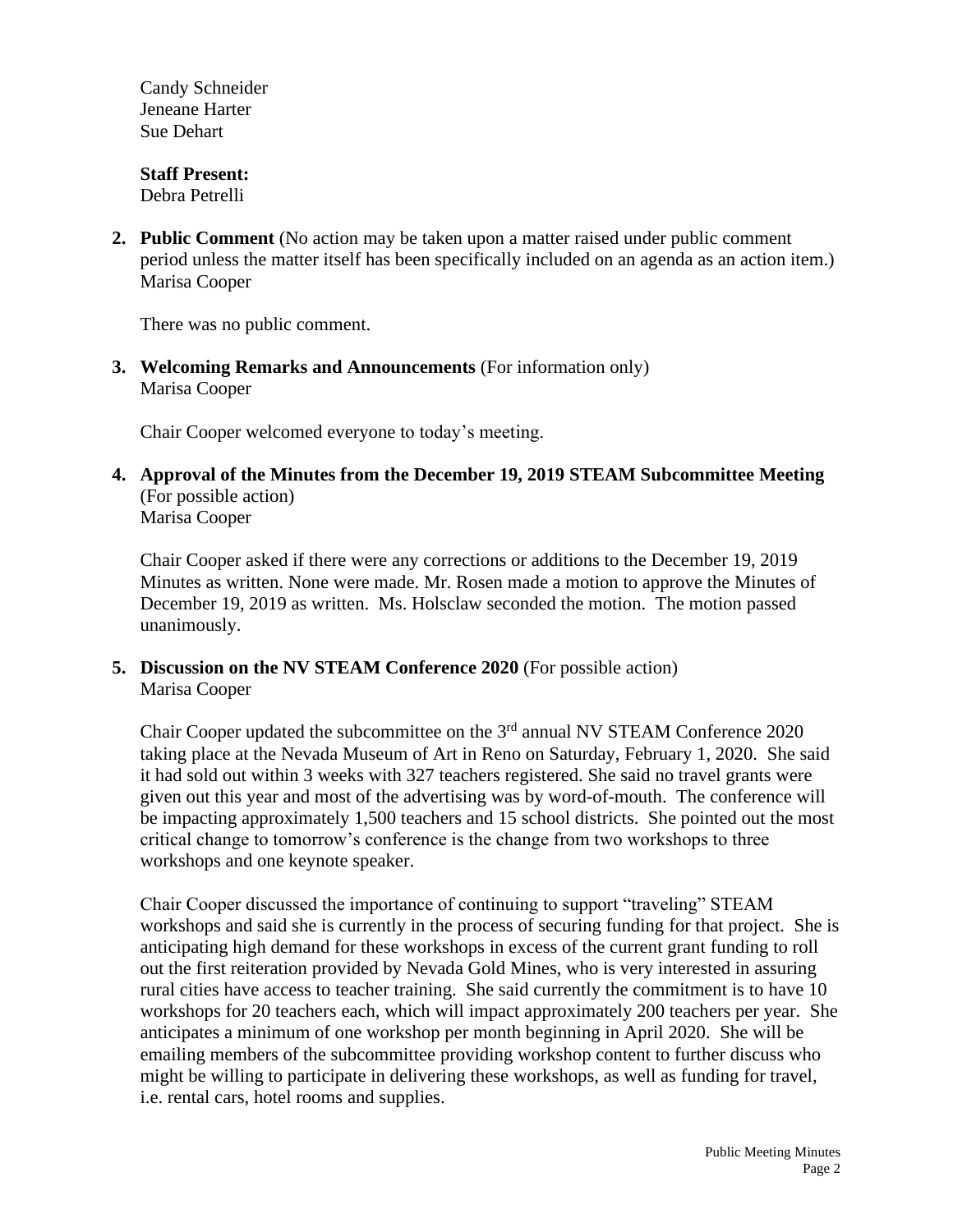Candy Schneider
Jeneane Harter
Sue Dehart

**Staff Present:**
Debra Petrelli

2. **Public Comment** (No action may be taken upon a matter raised under public comment period unless the matter itself has been specifically included on an agenda as an action item.)
   Marisa Cooper

   There was no public comment.

3. **Welcoming Remarks and Announcements** (For information only)
   Marisa Cooper

   Chair Cooper welcomed everyone to today's meeting.

4. **Approval of the Minutes from the December 19, 2019 STEAM Subcommittee Meeting** (For possible action)
   Marisa Cooper

   Chair Cooper asked if there were any corrections or additions to the December 19, 2019 Minutes as written. None were made. Mr. Rosen made a motion to approve the Minutes of December 19, 2019 as written. Ms. Holsclaw seconded the motion. The motion passed unanimously.

5. **Discussion on the NV STEAM Conference 2020** (For possible action)
   Marisa Cooper

   Chair Cooper updated the subcommittee on the 3rd annual NV STEAM Conference 2020 taking place at the Nevada Museum of Art in Reno on Saturday, February 1, 2020. She said it had sold out within 3 weeks with 327 teachers registered. She said no travel grants were given out this year and most of the advertising was by word-of-mouth. The conference will be impacting approximately 1,500 teachers and 15 school districts. She pointed out the most critical change to tomorrow's conference is the change from two workshops to three workshops and one keynote speaker.

   Chair Cooper discussed the importance of continuing to support "traveling" STEAM workshops and said she is currently in the process of securing funding for that project. She is anticipating high demand for these workshops in excess of the current grant funding to roll out the first reiteration provided by Nevada Gold Mines, who is very interested in assuring rural cities have access to teacher training. She said currently the commitment is to have 10 workshops for 20 teachers each, which will impact approximately 200 teachers per year. She anticipates a minimum of one workshop per month beginning in April 2020. She will be emailing members of the subcommittee providing workshop content to further discuss who might be willing to participate in delivering these workshops, as well as funding for travel, i.e. rental cars, hotel rooms and supplies.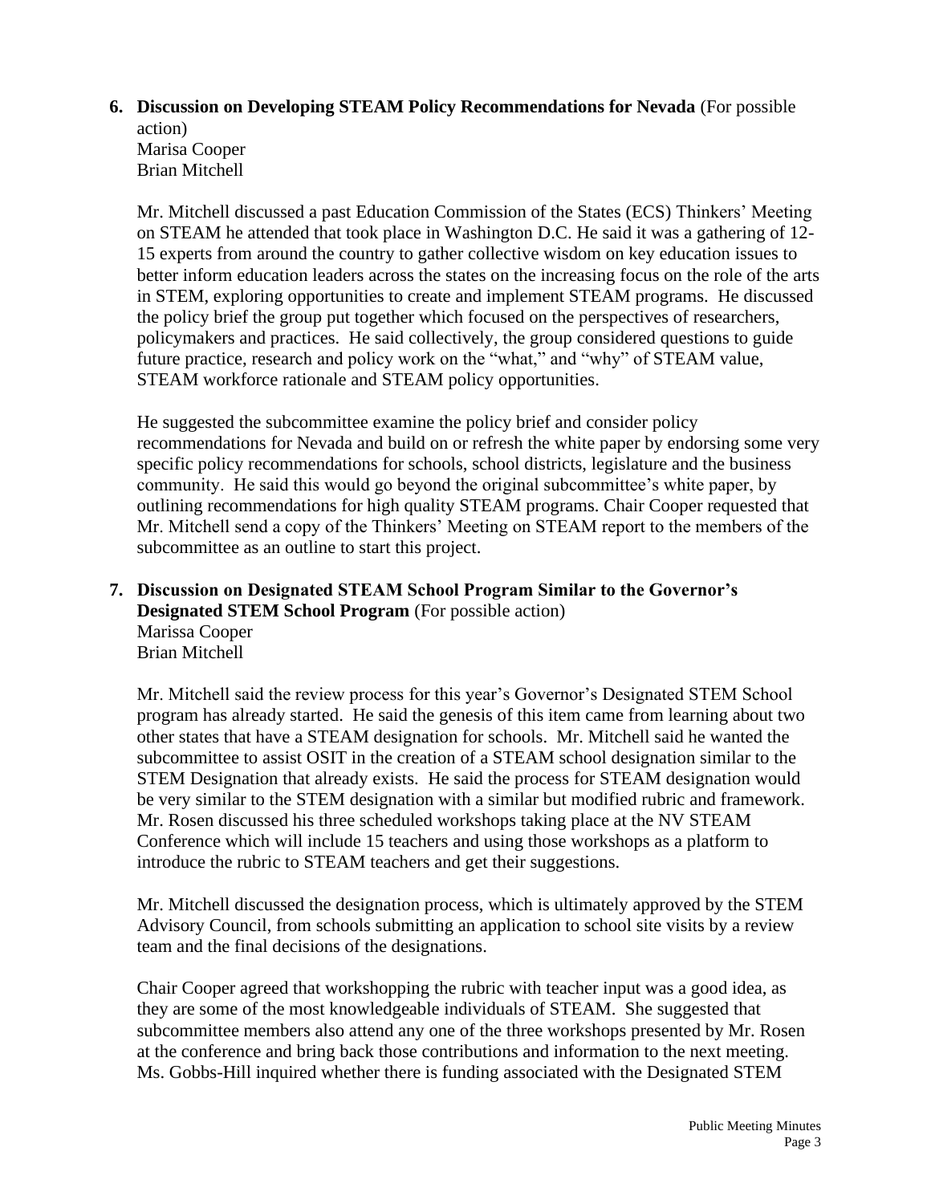6. **Discussion on Developing STEAM Policy Recommendations for Nevada** (For possible action)
   Marisa Cooper
   Brian Mitchell

   Mr. Mitchell discussed a past Education Commission of the States (ECS) Thinkers' Meeting on STEAM he attended that took place in Washington D.C. He said it was a gathering of 12-15 experts from around the country to gather collective wisdom on key education issues to better inform education leaders across the states on the increasing focus on the role of the arts in STEM, exploring opportunities to create and implement STEAM programs. He discussed the policy brief the group put together which focused on the perspectives of researchers, policymakers and practices. He said collectively, the group considered questions to guide future practice, research and policy work on the "what," and "why" of STEAM value, STEAM workforce rationale and STEAM policy opportunities.

   He suggested the subcommittee examine the policy brief and consider policy recommendations for Nevada and build on or refresh the white paper by endorsing some very specific policy recommendations for schools, school districts, legislature and the business community. He said this would go beyond the original subcommittee's white paper, by outlining recommendations for high quality STEAM programs. Chair Cooper requested that Mr. Mitchell send a copy of the Thinkers' Meeting on STEAM report to the members of the subcommittee as an outline to start this project.

7. **Discussion on Designated STEAM School Program Similar to the Governor's Designated STEM School Program** (For possible action)
   Marissa Cooper
   Brian Mitchell

   Mr. Mitchell said the review process for this year's Governor's Designated STEM School program has already started. He said the genesis of this item came from learning about two other states that have a STEAM designation for schools. Mr. Mitchell said he wanted the subcommittee to assist OSIT in the creation of a STEAM school designation similar to the STEM Designation that already exists. He said the process for STEAM designation would be very similar to the STEM designation with a similar but modified rubric and framework. Mr. Rosen discussed his three scheduled workshops taking place at the NV STEAM Conference which will include 15 teachers and using those workshops as a platform to introduce the rubric to STEAM teachers and get their suggestions.

   Mr. Mitchell discussed the designation process, which is ultimately approved by the STEM Advisory Council, from schools submitting an application to school site visits by a review team and the final decisions of the designations.

   Chair Cooper agreed that workshopping the rubric with teacher input was a good idea, as they are some of the most knowledgeable individuals of STEAM. She suggested that subcommittee members also attend any one of the three workshops presented by Mr. Rosen at the conference and bring back those contributions and information to the next meeting. Ms. Gobbs-Hill inquired whether there is funding associated with the Designated STEM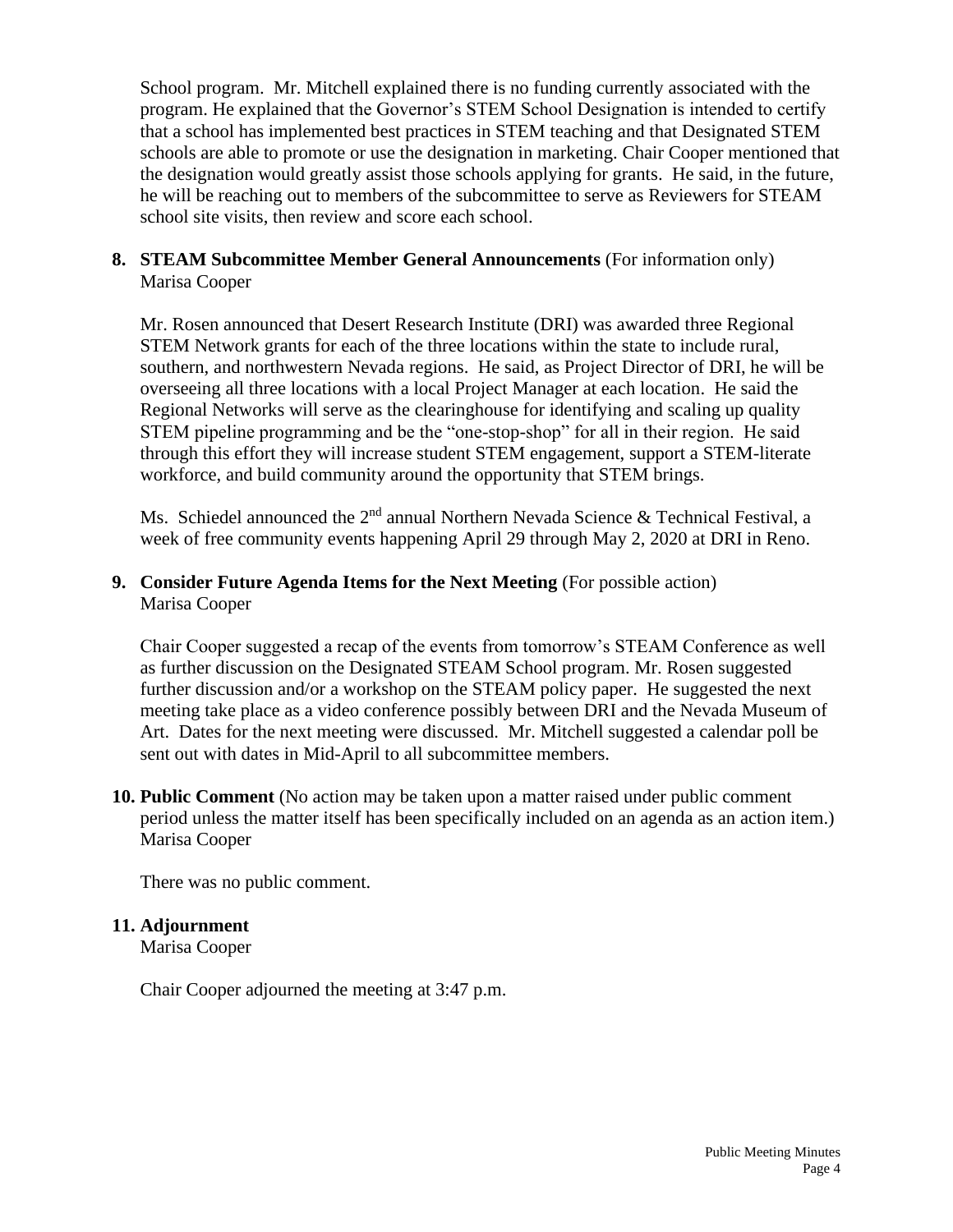School program. Mr. Mitchell explained there is no funding currently associated with the program. He explained that the Governor's STEM School Designation is intended to certify that a school has implemented best practices in STEM teaching and that Designated STEM schools are able to promote or use the designation in marketing. Chair Cooper mentioned that the designation would greatly assist those schools applying for grants. He said, in the future, he will be reaching out to members of the subcommittee to serve as Reviewers for STEAM school site visits, then review and score each school.

**8. STEAM Subcommittee Member General Announcements** (For information only)
Marisa Cooper

Mr. Rosen announced that Desert Research Institute (DRI) was awarded three Regional STEM Network grants for each of the three locations within the state to include rural, southern, and northwestern Nevada regions. He said, as Project Director of DRI, he will be overseeing all three locations with a local Project Manager at each location. He said the Regional Networks will serve as the clearinghouse for identifying and scaling up quality STEM pipeline programming and be the "one-stop-shop" for all in their region. He said through this effort they will increase student STEM engagement, support a STEM-literate workforce, and build community around the opportunity that STEM brings.

Ms. Schiedel announced the 2nd annual Northern Nevada Science & Technical Festival, a week of free community events happening April 29 through May 2, 2020 at DRI in Reno.

**9. Consider Future Agenda Items for the Next Meeting** (For possible action)
Marisa Cooper

Chair Cooper suggested a recap of the events from tomorrow's STEAM Conference as well as further discussion on the Designated STEAM School program. Mr. Rosen suggested further discussion and/or a workshop on the STEAM policy paper. He suggested the next meeting take place as a video conference possibly between DRI and the Nevada Museum of Art. Dates for the next meeting were discussed. Mr. Mitchell suggested a calendar poll be sent out with dates in Mid-April to all subcommittee members.

**10. Public Comment** (No action may be taken upon a matter raised under public comment period unless the matter itself has been specifically included on an agenda as an action item.)
Marisa Cooper

There was no public comment.

**11. Adjournment**
Marisa Cooper

Chair Cooper adjourned the meeting at 3:47 p.m.